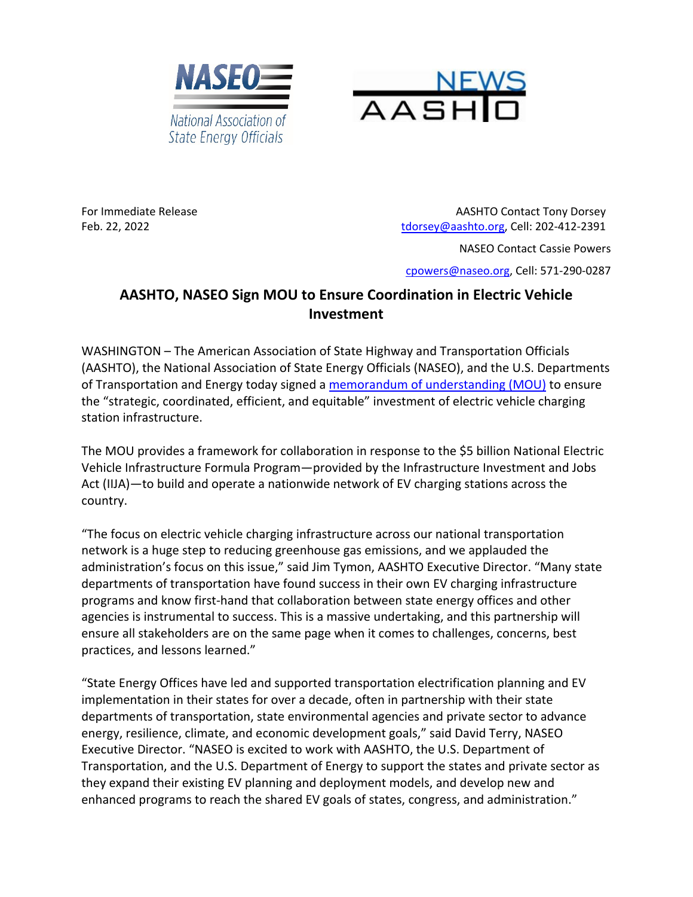NASEO
National Association of State Energy Officials

NEWS
AASHTO

For Immediate Release
Feb. 22, 2022

AASHTO Contact Tony Dorsey
tdorsey@aashto.org, Cell: 202-412-2391

NASEO Contact Cassie Powers
cpowers@naseo.org, Cell: 571-290-0287

# AASHTO, NASEO Sign MOU to Ensure Coordination in Electric Vehicle Investment

WASHINGTON – The American Association of State Highway and Transportation Officials (AASHTO), the National Association of State Energy Officials (NASEO), and the U.S. Departments of Transportation and Energy today signed a memorandum of understanding (MOU) to ensure the "strategic, coordinated, efficient, and equitable" investment of electric vehicle charging station infrastructure.

The MOU provides a framework for collaboration in response to the $5 billion National Electric Vehicle Infrastructure Formula Program—provided by the Infrastructure Investment and Jobs Act (IIJA)—to build and operate a nationwide network of EV charging stations across the country.

"The focus on electric vehicle charging infrastructure across our national transportation network is a huge step to reducing greenhouse gas emissions, and we applauded the administration's focus on this issue," said Jim Tymon, AASHTO Executive Director. "Many state departments of transportation have found success in their own EV charging infrastructure programs and know first-hand that collaboration between state energy offices and other agencies is instrumental to success. This is a massive undertaking, and this partnership will ensure all stakeholders are on the same page when it comes to challenges, concerns, best practices, and lessons learned."

"State Energy Offices have led and supported transportation electrification planning and EV implementation in their states for over a decade, often in partnership with their state departments of transportation, state environmental agencies and private sector to advance energy, resilience, climate, and economic development goals," said David Terry, NASEO Executive Director. "NASEO is excited to work with AASHTO, the U.S. Department of Transportation, and the U.S. Department of Energy to support the states and private sector as they expand their existing EV planning and deployment models, and develop new and enhanced programs to reach the shared EV goals of states, congress, and administration."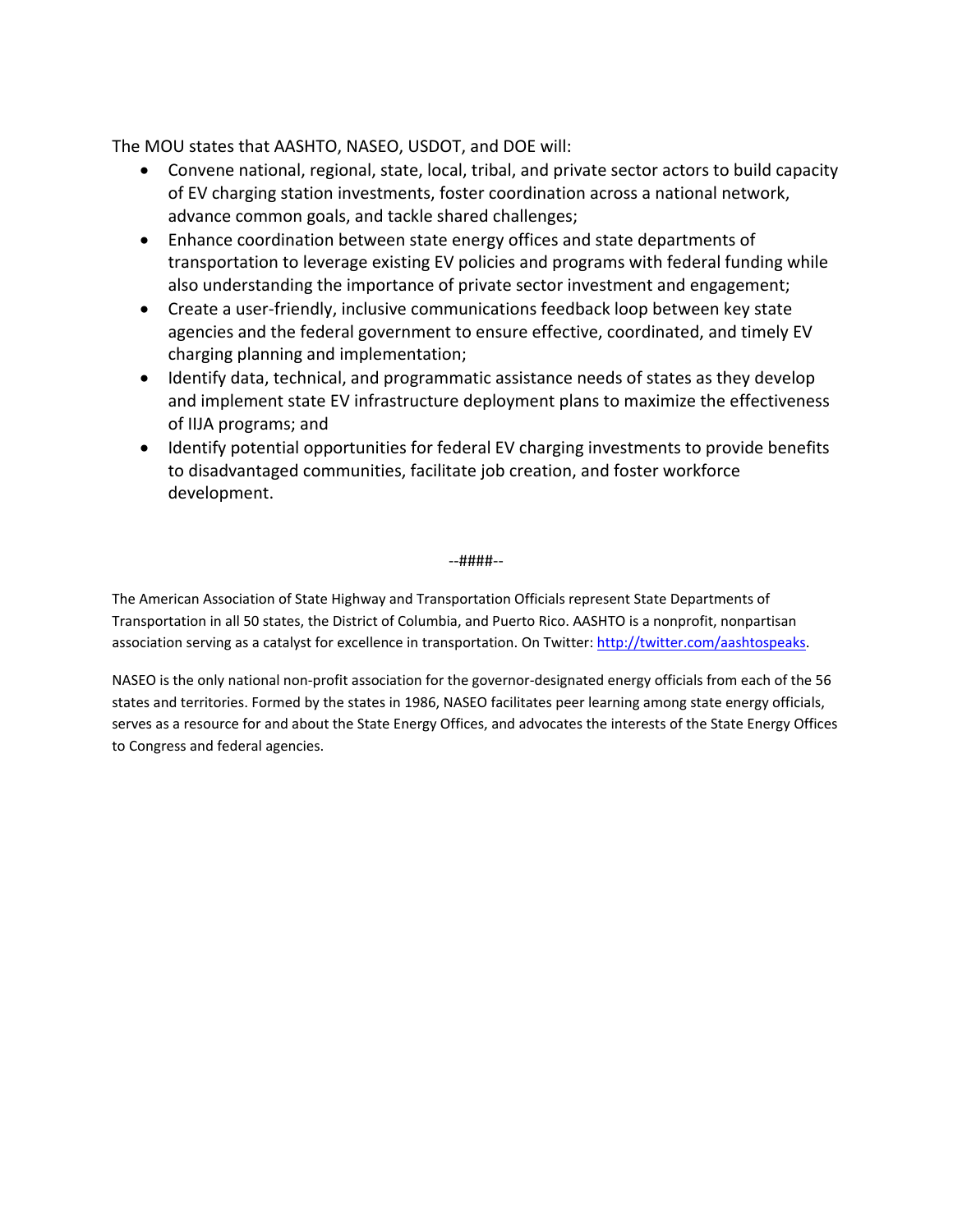The MOU states that AASHTO, NASEO, USDOT, and DOE will:

- Convene national, regional, state, local, tribal, and private sector actors to build capacity of EV charging station investments, foster coordination across a national network, advance common goals, and tackle shared challenges;
- Enhance coordination between state energy offices and state departments of transportation to leverage existing EV policies and programs with federal funding while also understanding the importance of private sector investment and engagement;
- Create a user-friendly, inclusive communications feedback loop between key state agencies and the federal government to ensure effective, coordinated, and timely EV charging planning and implementation;
- Identify data, technical, and programmatic assistance needs of states as they develop and implement state EV infrastructure deployment plans to maximize the effectiveness of IIJA programs; and
- Identify potential opportunities for federal EV charging investments to provide benefits to disadvantaged communities, facilitate job creation, and foster workforce development.

--####--

The American Association of State Highway and Transportation Officials represent State Departments of Transportation in all 50 states, the District of Columbia, and Puerto Rico. AASHTO is a nonprofit, nonpartisan association serving as a catalyst for excellence in transportation. On Twitter: [http://twitter.com/aashtospeaks](http://twitter.com/aashtospeaks).

NASEO is the only national non-profit association for the governor-designated energy officials from each of the 56 states and territories. Formed by the states in 1986, NASEO facilitates peer learning among state energy officials, serves as a resource for and about the State Energy Offices, and advocates the interests of the State Energy Offices to Congress and federal agencies.